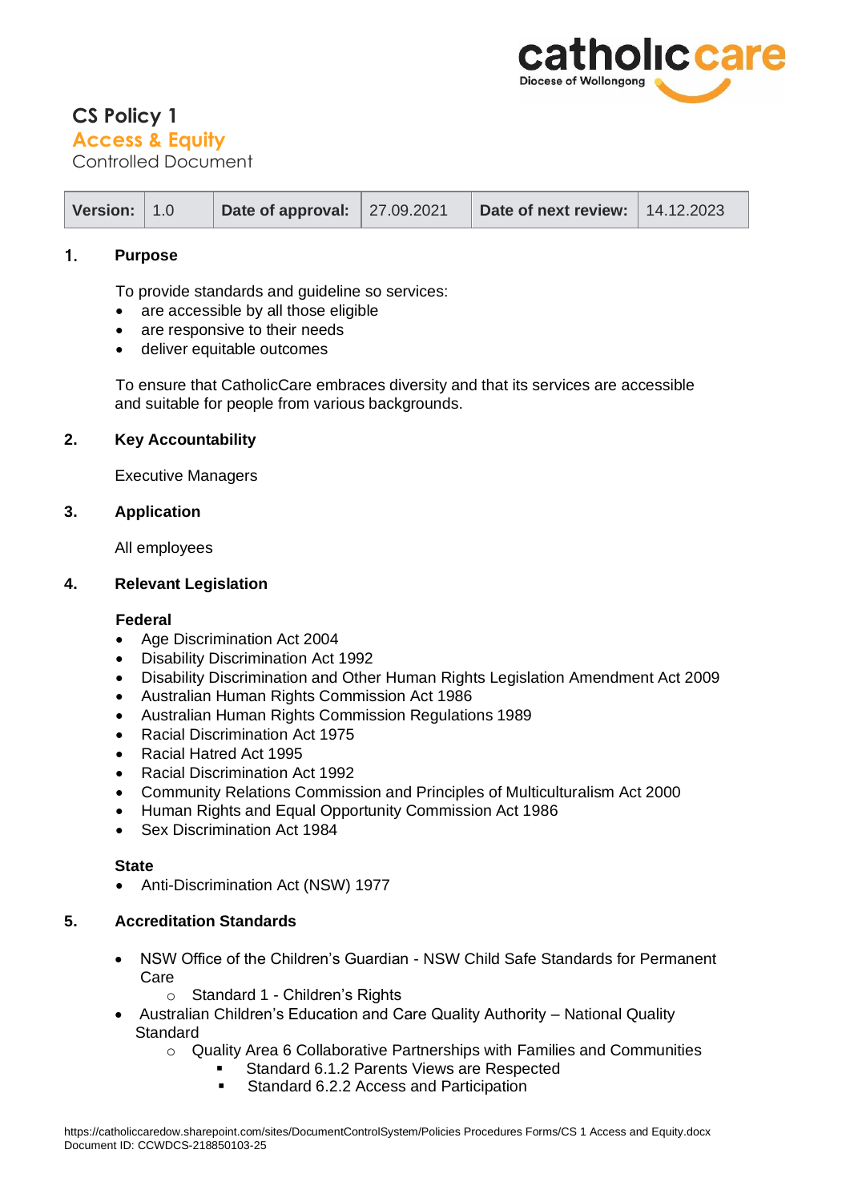catholiccare
Diocese of Wollongong

# CS Policy 1

## Access & Equity

Controlled Document

| Version: | 1.0 | Date of approval: | 27.09.2021 | Date of next review: | 14.12.2023 |
|---|---|---|---|---|---|

## 1. Purpose

To provide standards and guideline so services:

- are accessible by all those eligible
- are responsive to their needs
- deliver equitable outcomes

To ensure that CatholicCare embraces diversity and that its services are accessible and suitable for people from various backgrounds.

## 2. Key Accountability

Executive Managers

## 3. Application

All employees

## 4. Relevant Legislation

**Federal**

- Age Discrimination Act 2004
- Disability Discrimination Act 1992
- Disability Discrimination and Other Human Rights Legislation Amendment Act 2009
- Australian Human Rights Commission Act 1986
- Australian Human Rights Commission Regulations 1989
- Racial Discrimination Act 1975
- Racial Hatred Act 1995
- Racial Discrimination Act 1992
- Community Relations Commission and Principles of Multiculturalism Act 2000
- Human Rights and Equal Opportunity Commission Act 1986
- Sex Discrimination Act 1984

**State**

- Anti-Discrimination Act (NSW) 1977

## 5. Accreditation Standards

- NSW Office of the Children's Guardian - NSW Child Safe Standards for Permanent Care
  - Standard 1 - Children's Rights
- Australian Children's Education and Care Quality Authority – National Quality Standard
  - Quality Area 6 Collaborative Partnerships with Families and Communities
    - Standard 6.1.2 Parents Views are Respected
    - Standard 6.2.2 Access and Participation

https://catholiccaredow.sharepoint.com/sites/DocumentControlSystem/Policies Procedures Forms/CS 1 Access and Equity.docx
Document ID: CCWDCS-218850103-25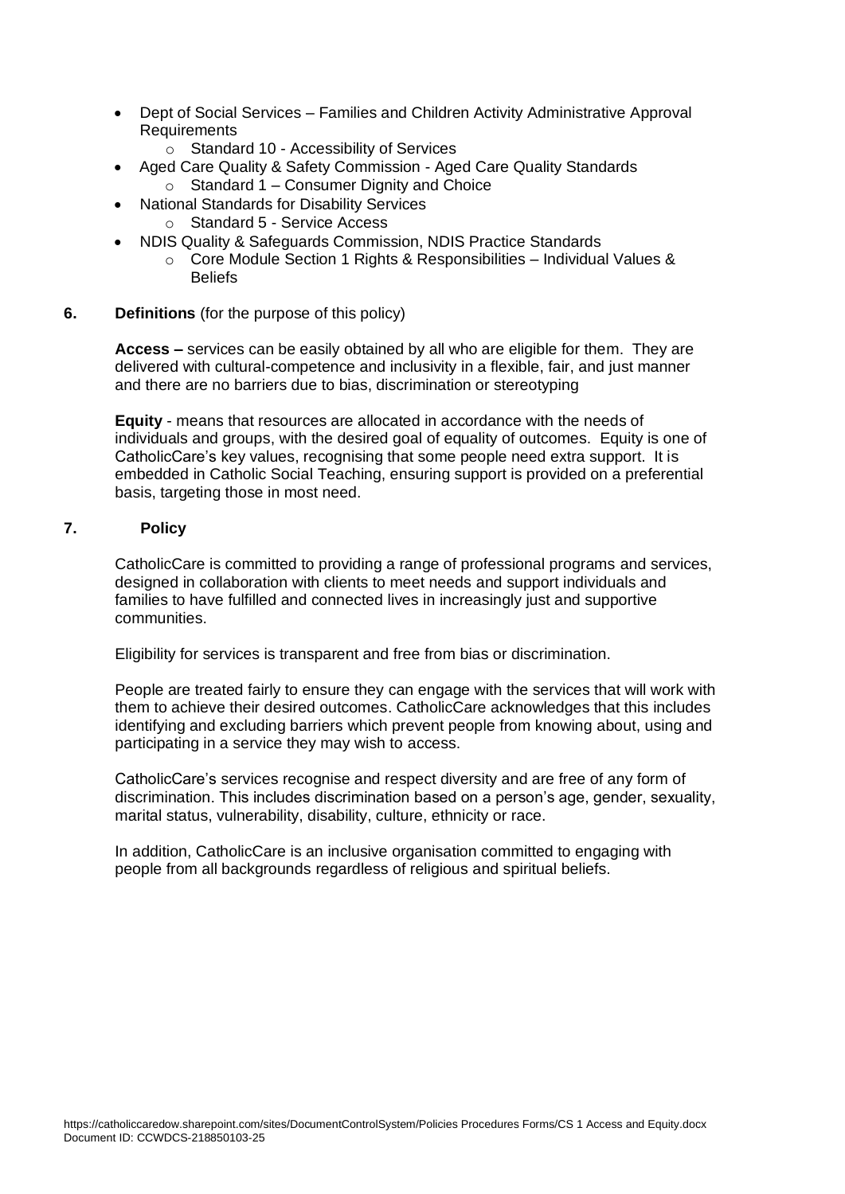- Dept of Social Services – Families and Children Activity Administrative Approval Requirements
  - Standard 10 - Accessibility of Services
- Aged Care Quality & Safety Commission - Aged Care Quality Standards
  - Standard 1 – Consumer Dignity and Choice
- National Standards for Disability Services
  - Standard 5 - Service Access
- NDIS Quality & Safeguards Commission, NDIS Practice Standards
  - Core Module Section 1 Rights & Responsibilities – Individual Values & Beliefs

## 6. Definitions (for the purpose of this policy)

**Access –** services can be easily obtained by all who are eligible for them. They are delivered with cultural-competence and inclusivity in a flexible, fair, and just manner and there are no barriers due to bias, discrimination or stereotyping

**Equity** - means that resources are allocated in accordance with the needs of individuals and groups, with the desired goal of equality of outcomes. Equity is one of CatholicCare's key values, recognising that some people need extra support. It is embedded in Catholic Social Teaching, ensuring support is provided on a preferential basis, targeting those in most need.

## 7. Policy

CatholicCare is committed to providing a range of professional programs and services, designed in collaboration with clients to meet needs and support individuals and families to have fulfilled and connected lives in increasingly just and supportive communities.

Eligibility for services is transparent and free from bias or discrimination.

People are treated fairly to ensure they can engage with the services that will work with them to achieve their desired outcomes. CatholicCare acknowledges that this includes identifying and excluding barriers which prevent people from knowing about, using and participating in a service they may wish to access.

CatholicCare's services recognise and respect diversity and are free of any form of discrimination. This includes discrimination based on a person's age, gender, sexuality, marital status, vulnerability, disability, culture, ethnicity or race.

In addition, CatholicCare is an inclusive organisation committed to engaging with people from all backgrounds regardless of religious and spiritual beliefs.